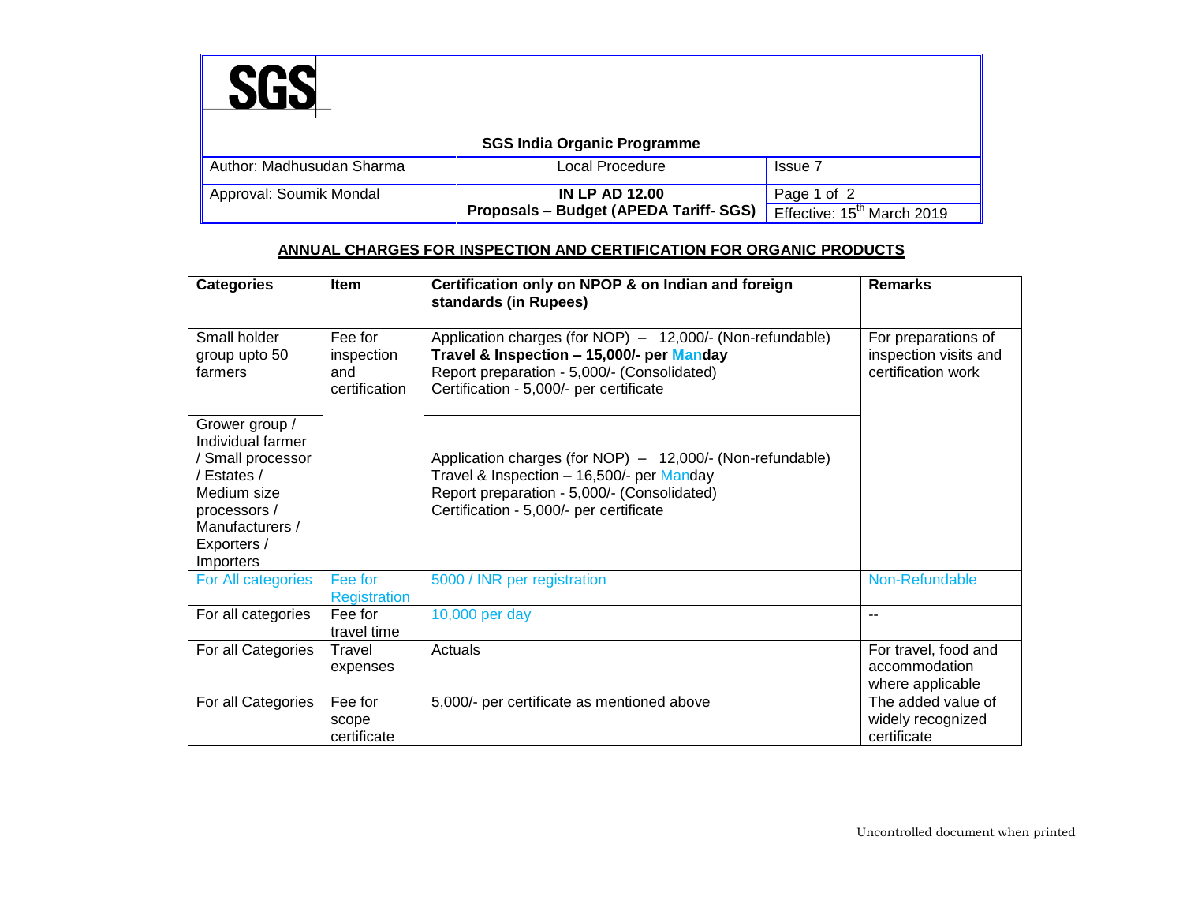**SGS**

**SGS India Organic Programme**

| Author: Madhusudan Sharma | Local Procedure | Issue 7 |
|---|---|---|
| Approval: Soumik Mondal | **IN LP AD 12.00** **Proposals – Budget (APEDA Tariff- SGS)** | Page 1 of 2 Effective: 15th March 2019 |

## ANNUAL CHARGES FOR INSPECTION AND CERTIFICATION FOR ORGANIC PRODUCTS

| **Categories** | **Item** | **Certification only on NPOP & on Indian and foreign standards (in Rupees)** | **Remarks** |
|---|---|---|---|
| Small holder group upto 50 farmers | Fee for inspection and certification | Application charges (for NOP) – 12,000/- (Non-refundable) **Travel & Inspection – 15,000/- per Manday** Report preparation - 5,000/- (Consolidated) Certification - 5,000/- per certificate | For preparations of inspection visits and certification work |
| Grower group / Individual farmer / Small processor / Estates / Medium size processors / Manufacturers / Exporters / Importers | | Application charges (for NOP) – 12,000/- (Non-refundable) Travel & Inspection – 16,500/- per Manday Report preparation - 5,000/- (Consolidated) Certification - 5,000/- per certificate | |
| For All categories | Fee for Registration | 5000 / INR per registration | Non-Refundable |
| For all categories | Fee for travel time | 10,000 per day | -- |
| For all Categories | Travel expenses | Actuals | For travel, food and accommodation where applicable |
| For all Categories | Fee for scope certificate | 5,000/- per certificate as mentioned above | The added value of widely recognized certificate |

Uncontrolled document when printed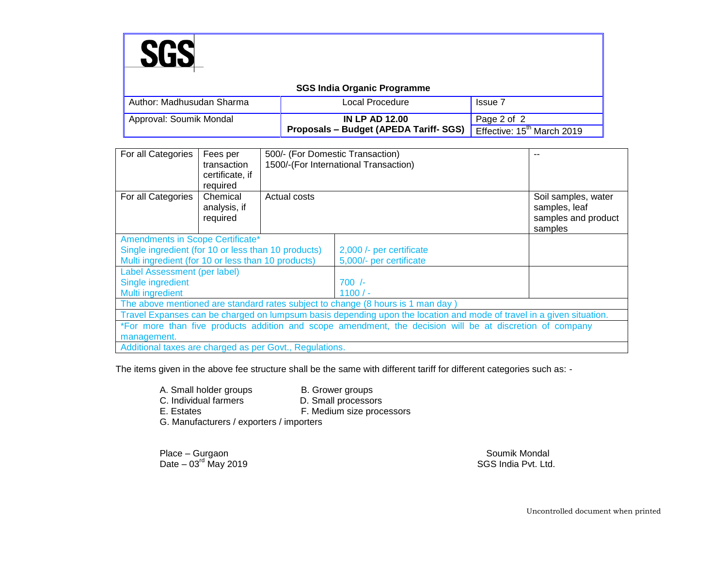| | | | |
|---|---|---|---|
| For all Categories | Fees per transaction certificate, if required | 500/- (For Domestic Transaction)<br>1500/-(For International Transaction) | -- |
| For all Categories | Chemical analysis, if required | Actual costs | Soil samples, water samples, leaf samples and product samples |
| Amendments in Scope Certificate*<br>Single ingredient (for 10 or less than 10 products)<br>Multi ingredient (for 10 or less than 10 products) | | 2,000 /- per certificate<br>5,000/- per certificate | |
| Label Assessment (per label)<br>Single ingredient<br>Multi ingredient | | 700 /-<br>1100 / - | |
| The above mentioned are standard rates subject to change (8 hours is 1 man day ) | | | |
| Travel Expanses can be charged on lumpsum basis depending upon the location and mode of travel in a given situation. | | | |
| *For more than five products addition and scope amendment, the decision will be at discretion of company management. | | | |
| Additional taxes are charged as per Govt., Regulations. | | | |

The items given in the above fee structure shall be the same with different tariff for different categories such as: -

A. Small holder groups
B. Grower groups
C. Individual farmers
D. Small processors
E. Estates
F. Medium size processors
G. Manufacturers / exporters / importers

Place – Gurgaon
Date – 03rd May 2019

Soumik Mondal
SGS India Pvt. Ltd.

Uncontrolled document when printed